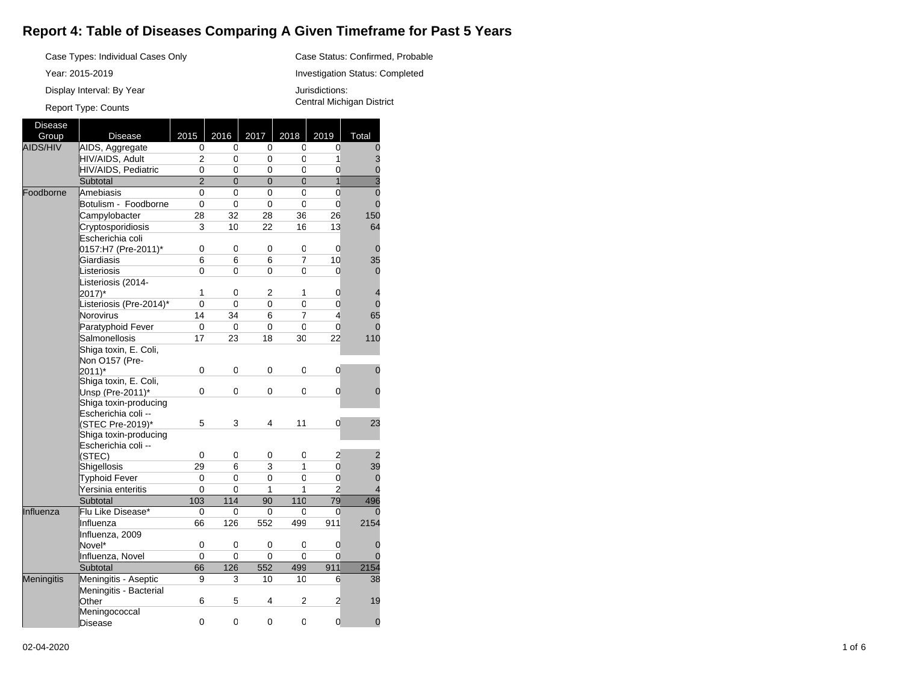# Report 4: Table of Diseases Comparing A Given Timeframe for Past 5 Years

Case Types: Individual Cases Only

Year: 2015-2019

Display Interval: By Year

Report Type: Counts

Case Status: Confirmed, Probable

Investigation Status: Completed

Jurisdictions:
Central Michigan District

| Disease Group | Disease | 2015 | 2016 | 2017 | 2018 | 2019 | Total |
|---|---|---|---|---|---|---|---|
| AIDS/HIV | AIDS, Aggregate | 0 | 0 | 0 | 0 | 0 | 0 |
| | HIV/AIDS, Adult | 2 | 0 | 0 | 0 | 1 | 3 |
| | HIV/AIDS, Pediatric | 0 | 0 | 0 | 0 | 0 | 0 |
| | Subtotal | 2 | 0 | 0 | 0 | 1 | 3 |
| Foodborne | Amebiasis | 0 | 0 | 0 | 0 | 0 | 0 |
| | Botulism - Foodborne | 0 | 0 | 0 | 0 | 0 | 0 |
| | Campylobacter | 28 | 32 | 28 | 36 | 26 | 150 |
| | Cryptosporidiosis | 3 | 10 | 22 | 16 | 13 | 64 |
| | Escherichia coli 0157:H7 (Pre-2011)* | 0 | 0 | 0 | 0 | 0 | 0 |
| | Giardiasis | 6 | 6 | 6 | 7 | 10 | 35 |
| | Listeriosis | 0 | 0 | 0 | 0 | 0 | 0 |
| | Listeriosis (2014-2017)* | 1 | 0 | 2 | 1 | 0 | 4 |
| | Listeriosis (Pre-2014)* | 0 | 0 | 0 | 0 | 0 | 0 |
| | Norovirus | 14 | 34 | 6 | 7 | 4 | 65 |
| | Paratyphoid Fever | 0 | 0 | 0 | 0 | 0 | 0 |
| | Salmonellosis | 17 | 23 | 18 | 30 | 22 | 110 |
| | Shiga toxin, E. Coli, Non O157 (Pre-2011)* | 0 | 0 | 0 | 0 | 0 | 0 |
| | Shiga toxin, E. Coli, Unsp (Pre-2011)* | 0 | 0 | 0 | 0 | 0 | 0 |
| | Shiga toxin-producing Escherichia coli -- (STEC Pre-2019)* | 5 | 3 | 4 | 11 | 0 | 23 |
| | Shiga toxin-producing Escherichia coli -- (STEC) | 0 | 0 | 0 | 0 | 2 | 2 |
| | Shigellosis | 29 | 6 | 3 | 1 | 0 | 39 |
| | Typhoid Fever | 0 | 0 | 0 | 0 | 0 | 0 |
| | Yersinia enteritis | 0 | 0 | 1 | 1 | 2 | 4 |
| | Subtotal | 103 | 114 | 90 | 110 | 79 | 496 |
| Influenza | Flu Like Disease* | 0 | 0 | 0 | 0 | 0 | 0 |
| | Influenza | 66 | 126 | 552 | 499 | 911 | 2154 |
| | Influenza, 2009 Novel* | 0 | 0 | 0 | 0 | 0 | 0 |
| | Influenza, Novel | 0 | 0 | 0 | 0 | 0 | 0 |
| | Subtotal | 66 | 126 | 552 | 499 | 911 | 2154 |
| Meningitis | Meningitis - Aseptic | 9 | 3 | 10 | 10 | 6 | 38 |
| | Meningitis - Bacterial Other | 6 | 5 | 4 | 2 | 2 | 19 |
| | Meningococcal Disease | 0 | 0 | 0 | 0 | 0 | 0 |

02-04-2020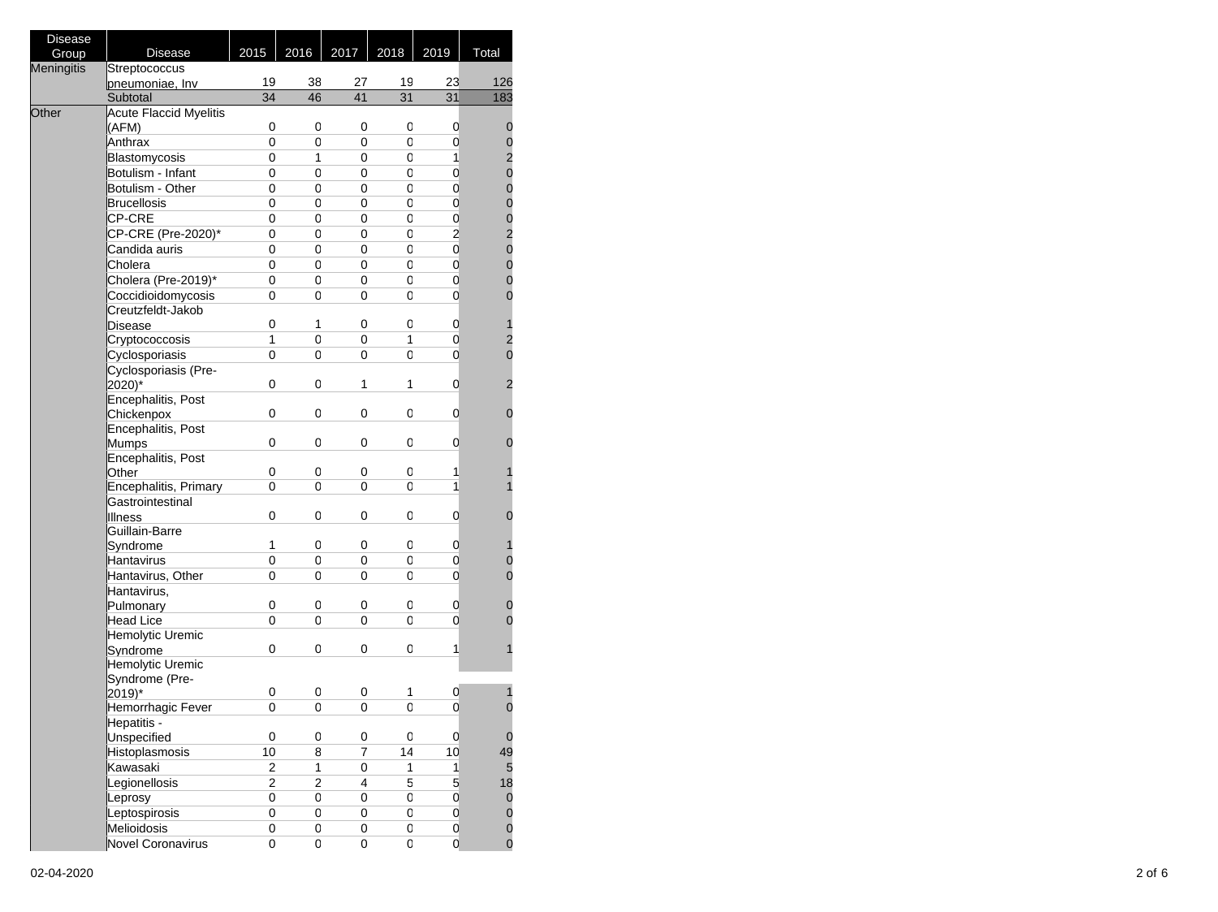| Disease Group | Disease | 2015 | 2016 | 2017 | 2018 | 2019 | Total |
|---|---|---|---|---|---|---|---|
| Meningitis | Streptococcus pneumoniae, Inv | 19 | 38 | 27 | 19 | 23 | 126 |
| | Subtotal | 34 | 46 | 41 | 31 | 31 | 183 |
| Other | Acute Flaccid Myelitis (AFM) | 0 | 0 | 0 | 0 | 0 | 0 |
| | Anthrax | 0 | 0 | 0 | 0 | 0 | 0 |
| | Blastomycosis | 0 | 1 | 0 | 0 | 1 | 2 |
| | Botulism - Infant | 0 | 0 | 0 | 0 | 0 | 0 |
| | Botulism - Other | 0 | 0 | 0 | 0 | 0 | 0 |
| | Brucellosis | 0 | 0 | 0 | 0 | 0 | 0 |
| | CP-CRE | 0 | 0 | 0 | 0 | 0 | 0 |
| | CP-CRE (Pre-2020)* | 0 | 0 | 0 | 0 | 2 | 2 |
| | Candida auris | 0 | 0 | 0 | 0 | 0 | 0 |
| | Cholera | 0 | 0 | 0 | 0 | 0 | 0 |
| | Cholera (Pre-2019)* | 0 | 0 | 0 | 0 | 0 | 0 |
| | Coccidioidomycosis | 0 | 0 | 0 | 0 | 0 | 0 |
| | Creutzfeldt-Jakob Disease | 0 | 1 | 0 | 0 | 0 | 1 |
| | Cryptococcosis | 1 | 0 | 0 | 1 | 0 | 2 |
| | Cyclosporiasis | 0 | 0 | 0 | 0 | 0 | 0 |
| | Cyclosporiasis (Pre-2020)* | 0 | 0 | 1 | 1 | 0 | 2 |
| | Encephalitis, Post Chickenpox | 0 | 0 | 0 | 0 | 0 | 0 |
| | Encephalitis, Post Mumps | 0 | 0 | 0 | 0 | 0 | 0 |
| | Encephalitis, Post Other | 0 | 0 | 0 | 0 | 1 | 1 |
| | Encephalitis, Primary | 0 | 0 | 0 | 0 | 1 | 1 |
| | Gastrointestinal Illness | 0 | 0 | 0 | 0 | 0 | 0 |
| | Guillain-Barre Syndrome | 1 | 0 | 0 | 0 | 0 | 1 |
| | Hantavirus | 0 | 0 | 0 | 0 | 0 | 0 |
| | Hantavirus, Other | 0 | 0 | 0 | 0 | 0 | 0 |
| | Hantavirus, Pulmonary | 0 | 0 | 0 | 0 | 0 | 0 |
| | Head Lice | 0 | 0 | 0 | 0 | 0 | 0 |
| | Hemolytic Uremic Syndrome | 0 | 0 | 0 | 0 | 1 | 1 |
| | Hemolytic Uremic Syndrome (Pre-2019)* | 0 | 0 | 0 | 1 | 0 | 1 |
| | Hemorrhagic Fever | 0 | 0 | 0 | 0 | 0 | 0 |
| | Hepatitis - Unspecified | 0 | 0 | 0 | 0 | 0 | 0 |
| | Histoplasmosis | 10 | 8 | 7 | 14 | 10 | 49 |
| | Kawasaki | 2 | 1 | 0 | 1 | 1 | 5 |
| | Legionellosis | 2 | 2 | 4 | 5 | 5 | 18 |
| | Leprosy | 0 | 0 | 0 | 0 | 0 | 0 |
| | Leptospirosis | 0 | 0 | 0 | 0 | 0 | 0 |
| | Melioidosis | 0 | 0 | 0 | 0 | 0 | 0 |
| | Novel Coronavirus | 0 | 0 | 0 | 0 | 0 | 0 |

02-04-2020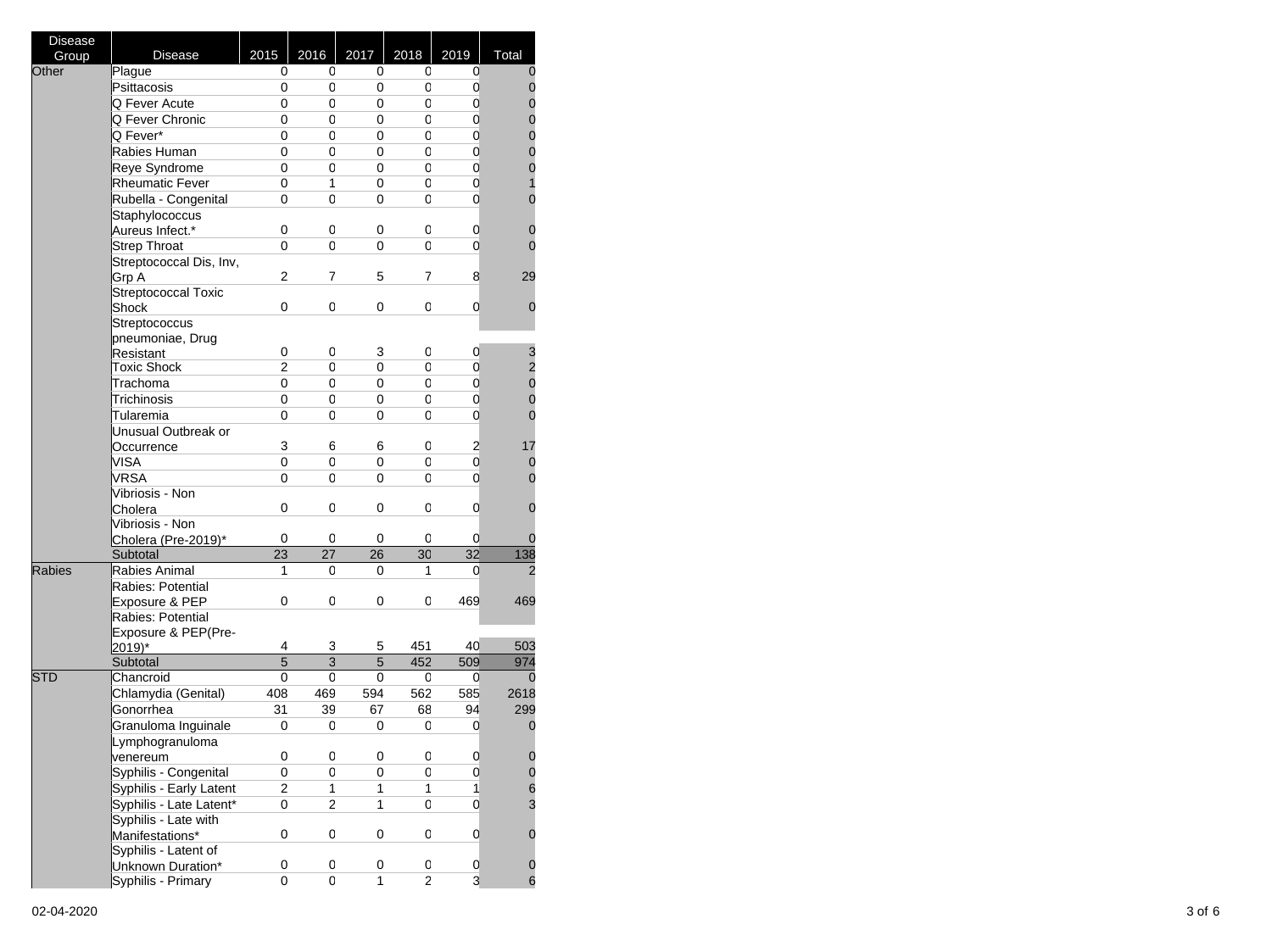| Disease Group | Disease | 2015 | 2016 | 2017 | 2018 | 2019 | Total |
|---|---|---|---|---|---|---|---|
| Other | Plague | 0 | 0 | 0 | 0 | 0 | 0 |
| | Psittacosis | 0 | 0 | 0 | 0 | 0 | 0 |
| | Q Fever Acute | 0 | 0 | 0 | 0 | 0 | 0 |
| | Q Fever Chronic | 0 | 0 | 0 | 0 | 0 | 0 |
| | Q Fever* | 0 | 0 | 0 | 0 | 0 | 0 |
| | Rabies Human | 0 | 0 | 0 | 0 | 0 | 0 |
| | Reye Syndrome | 0 | 0 | 0 | 0 | 0 | 0 |
| | Rheumatic Fever | 0 | 1 | 0 | 0 | 0 | 1 |
| | Rubella - Congenital | 0 | 0 | 0 | 0 | 0 | 0 |
| | Staphylococcus Aureus Infect.* | 0 | 0 | 0 | 0 | 0 | 0 |
| | Strep Throat | 0 | 0 | 0 | 0 | 0 | 0 |
| | Streptococcal Dis, Inv, Grp A | 2 | 7 | 5 | 7 | 8 | 29 |
| | Streptococcal Toxic Shock | 0 | 0 | 0 | 0 | 0 | 0 |
| | Streptococcus pneumoniae, Drug Resistant | 0 | 0 | 3 | 0 | 0 | 3 |
| | Toxic Shock | 2 | 0 | 0 | 0 | 0 | 2 |
| | Trachoma | 0 | 0 | 0 | 0 | 0 | 0 |
| | Trichinosis | 0 | 0 | 0 | 0 | 0 | 0 |
| | Tularemia | 0 | 0 | 0 | 0 | 0 | 0 |
| | Unusual Outbreak or Occurrence | 3 | 6 | 6 | 0 | 2 | 17 |
| | VISA | 0 | 0 | 0 | 0 | 0 | 0 |
| | VRSA | 0 | 0 | 0 | 0 | 0 | 0 |
| | Vibriosis - Non Cholera | 0 | 0 | 0 | 0 | 0 | 0 |
| | Vibriosis - Non Cholera (Pre-2019)* | 0 | 0 | 0 | 0 | 0 | 0 |
| | Subtotal | 23 | 27 | 26 | 30 | 32 | 138 |
| Rabies | Rabies Animal | 1 | 0 | 0 | 1 | 0 | 2 |
| | Rabies: Potential Exposure & PEP | 0 | 0 | 0 | 0 | 469 | 469 |
| | Rabies: Potential Exposure & PEP(Pre-2019)* | 4 | 3 | 5 | 451 | 40 | 503 |
| | Subtotal | 5 | 3 | 5 | 452 | 509 | 974 |
| STD | Chancroid | 0 | 0 | 0 | 0 | 0 | 0 |
| | Chlamydia (Genital) | 408 | 469 | 594 | 562 | 585 | 2618 |
| | Gonorrhea | 31 | 39 | 67 | 68 | 94 | 299 |
| | Granuloma Inguinale | 0 | 0 | 0 | 0 | 0 | 0 |
| | Lymphogranuloma venereum | 0 | 0 | 0 | 0 | 0 | 0 |
| | Syphilis - Congenital | 0 | 0 | 0 | 0 | 0 | 0 |
| | Syphilis - Early Latent | 2 | 1 | 1 | 1 | 1 | 6 |
| | Syphilis - Late Latent* | 0 | 2 | 1 | 0 | 0 | 3 |
| | Syphilis - Late with Manifestations* | 0 | 0 | 0 | 0 | 0 | 0 |
| | Syphilis - Latent of Unknown Duration* | 0 | 0 | 0 | 0 | 0 | 0 |
| | Syphilis - Primary | 0 | 0 | 1 | 2 | 3 | 6 |

02-04-2020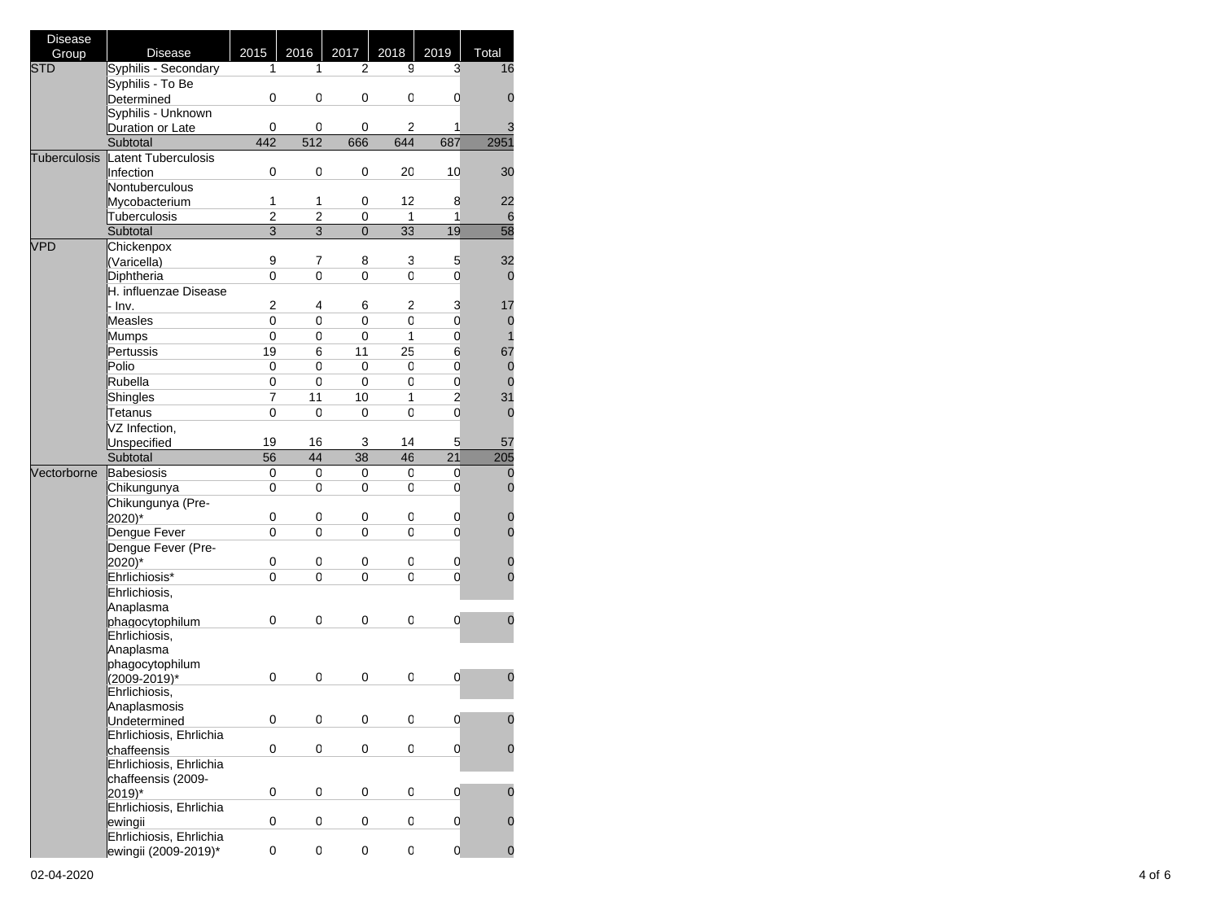| Disease Group | Disease | 2015 | 2016 | 2017 | 2018 | 2019 | Total |
|---|---|---|---|---|---|---|---|
| STD | Syphilis - Secondary | 1 | 1 | 2 | 9 | 3 | 16 |
| | Syphilis - To Be Determined | 0 | 0 | 0 | 0 | 0 | 0 |
| | Syphilis - Unknown Duration or Late | 0 | 0 | 0 | 2 | 1 | 3 |
| | Subtotal | 442 | 512 | 666 | 644 | 687 | 2951 |
| Tuberculosis | Latent Tuberculosis Infection | 0 | 0 | 0 | 20 | 10 | 30 |
| | Nontuberculous Mycobacterium | 1 | 1 | 0 | 12 | 8 | 22 |
| | Tuberculosis | 2 | 2 | 0 | 1 | 1 | 6 |
| | Subtotal | 3 | 3 | 0 | 33 | 19 | 58 |
| VPD | Chickenpox (Varicella) | 9 | 7 | 8 | 3 | 5 | 32 |
| | Diphtheria | 0 | 0 | 0 | 0 | 0 | 0 |
| | H. influenzae Disease - Inv. | 2 | 4 | 6 | 2 | 3 | 17 |
| | Measles | 0 | 0 | 0 | 0 | 0 | 0 |
| | Mumps | 0 | 0 | 0 | 1 | 0 | 1 |
| | Pertussis | 19 | 6 | 11 | 25 | 6 | 67 |
| | Polio | 0 | 0 | 0 | 0 | 0 | 0 |
| | Rubella | 0 | 0 | 0 | 0 | 0 | 0 |
| | Shingles | 7 | 11 | 10 | 1 | 2 | 31 |
| | Tetanus | 0 | 0 | 0 | 0 | 0 | 0 |
| | VZ Infection, Unspecified | 19 | 16 | 3 | 14 | 5 | 57 |
| | Subtotal | 56 | 44 | 38 | 46 | 21 | 205 |
| Vectorborne | Babesiosis | 0 | 0 | 0 | 0 | 0 | 0 |
| | Chikungunya | 0 | 0 | 0 | 0 | 0 | 0 |
| | Chikungunya (Pre-2020)* | 0 | 0 | 0 | 0 | 0 | 0 |
| | Dengue Fever | 0 | 0 | 0 | 0 | 0 | 0 |
| | Dengue Fever (Pre-2020)* | 0 | 0 | 0 | 0 | 0 | 0 |
| | Ehrlichiosis* | 0 | 0 | 0 | 0 | 0 | 0 |
| | Ehrlichiosis, Anaplasma phagocytophilum | 0 | 0 | 0 | 0 | 0 | 0 |
| | Ehrlichiosis, Anaplasma phagocytophilum (2009-2019)* | 0 | 0 | 0 | 0 | 0 | 0 |
| | Ehrlichiosis, Anaplasmosis Undetermined | 0 | 0 | 0 | 0 | 0 | 0 |
| | Ehrlichiosis, Ehrlichia chaffeensis | 0 | 0 | 0 | 0 | 0 | 0 |
| | Ehrlichiosis, Ehrlichia chaffeensis (2009-2019)* | 0 | 0 | 0 | 0 | 0 | 0 |
| | Ehrlichiosis, Ehrlichia ewingii | 0 | 0 | 0 | 0 | 0 | 0 |
| | Ehrlichiosis, Ehrlichia ewingii (2009-2019)* | 0 | 0 | 0 | 0 | 0 | 0 |

02-04-2020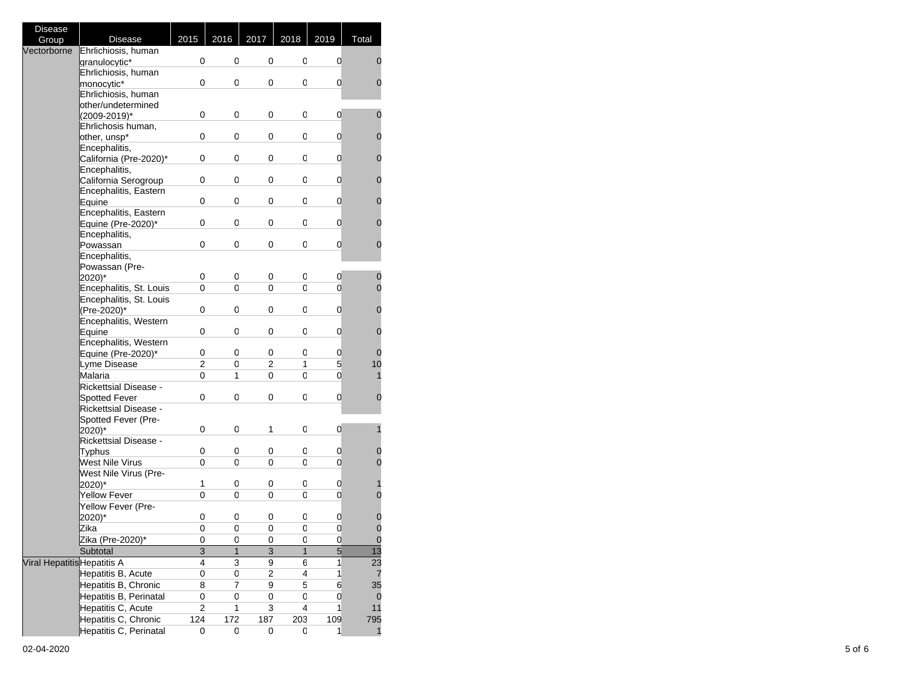| Disease Group | Disease | 2015 | 2016 | 2017 | 2018 | 2019 | Total |
|---|---|---|---|---|---|---|---|
| Vectorborne | Ehrlichiosis, human granulocytic* | 0 | 0 | 0 | 0 | 0 | 0 |
| | Ehrlichiosis, human monocytic* | 0 | 0 | 0 | 0 | 0 | 0 |
| | Ehrlichiosis, human other/undetermined (2009-2019)* | 0 | 0 | 0 | 0 | 0 | 0 |
| | Ehrlichosis human, other, unsp* | 0 | 0 | 0 | 0 | 0 | 0 |
| | Encephalitis, California (Pre-2020)* | 0 | 0 | 0 | 0 | 0 | 0 |
| | Encephalitis, California Serogroup | 0 | 0 | 0 | 0 | 0 | 0 |
| | Encephalitis, Eastern Equine | 0 | 0 | 0 | 0 | 0 | 0 |
| | Encephalitis, Eastern Equine (Pre-2020)* | 0 | 0 | 0 | 0 | 0 | 0 |
| | Encephalitis, Powassan | 0 | 0 | 0 | 0 | 0 | 0 |
| | Encephalitis, Powassan (Pre-2020)* | 0 | 0 | 0 | 0 | 0 | 0 |
| | Encephalitis, St. Louis | 0 | 0 | 0 | 0 | 0 | 0 |
| | Encephalitis, St. Louis (Pre-2020)* | 0 | 0 | 0 | 0 | 0 | 0 |
| | Encephalitis, Western Equine | 0 | 0 | 0 | 0 | 0 | 0 |
| | Encephalitis, Western Equine (Pre-2020)* | 0 | 0 | 0 | 0 | 0 | 0 |
| | Lyme Disease | 2 | 0 | 2 | 1 | 5 | 10 |
| | Malaria | 0 | 1 | 0 | 0 | 0 | 1 |
| | Rickettsial Disease - Spotted Fever | 0 | 0 | 0 | 0 | 0 | 0 |
| | Rickettsial Disease - Spotted Fever (Pre-2020)* | 0 | 0 | 1 | 0 | 0 | 1 |
| | Rickettsial Disease - Typhus | 0 | 0 | 0 | 0 | 0 | 0 |
| | West Nile Virus | 0 | 0 | 0 | 0 | 0 | 0 |
| | West Nile Virus (Pre-2020)* | 1 | 0 | 0 | 0 | 0 | 1 |
| | Yellow Fever | 0 | 0 | 0 | 0 | 0 | 0 |
| | Yellow Fever (Pre-2020)* | 0 | 0 | 0 | 0 | 0 | 0 |
| | Zika | 0 | 0 | 0 | 0 | 0 | 0 |
| | Zika (Pre-2020)* | 0 | 0 | 0 | 0 | 0 | 0 |
| | Subtotal | 3 | 1 | 3 | 1 | 5 | 13 |
| Viral Hepatitis | Hepatitis A | 4 | 3 | 9 | 6 | 1 | 23 |
| | Hepatitis B, Acute | 0 | 0 | 2 | 4 | 1 | 7 |
| | Hepatitis B, Chronic | 8 | 7 | 9 | 5 | 6 | 35 |
| | Hepatitis B, Perinatal | 0 | 0 | 0 | 0 | 0 | 0 |
| | Hepatitis C, Acute | 2 | 1 | 3 | 4 | 1 | 11 |
| | Hepatitis C, Chronic | 124 | 172 | 187 | 203 | 109 | 795 |
| | Hepatitis C, Perinatal | 0 | 0 | 0 | 0 | 1 | 1 |

02-04-2020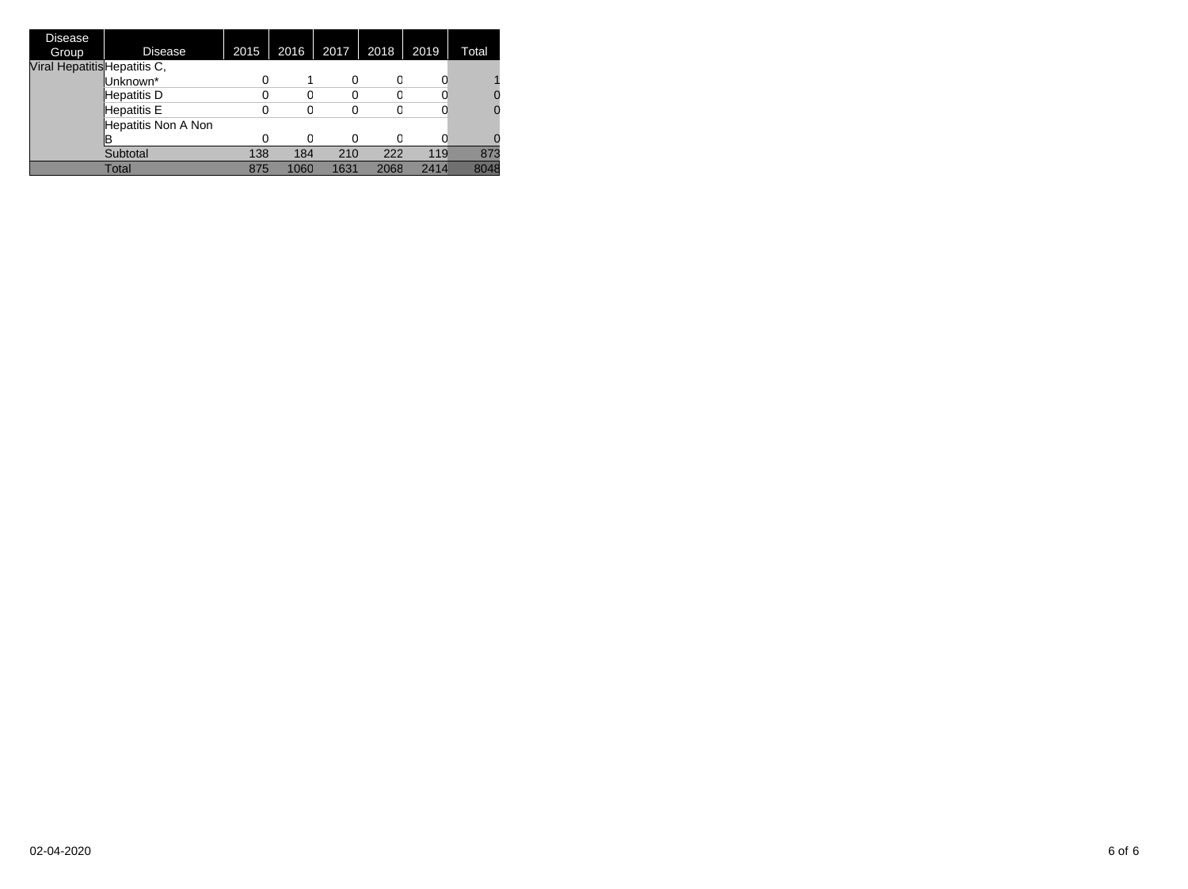| Disease Group | Disease | 2015 | 2016 | 2017 | 2018 | 2019 | Total |
|---|---|---|---|---|---|---|---|
| Viral Hepatitis | Hepatitis C, Unknown* | 0 | 1 | 0 | 0 | 0 | 1 |
| | Hepatitis D | 0 | 0 | 0 | 0 | 0 | 0 |
| | Hepatitis E | 0 | 0 | 0 | 0 | 0 | 0 |
| | Hepatitis Non A Non B | 0 | 0 | 0 | 0 | 0 | 0 |
| | Subtotal | 138 | 184 | 210 | 222 | 119 | 873 |
| | Total | 875 | 1060 | 1631 | 2068 | 2414 | 8048 |

02-04-2020